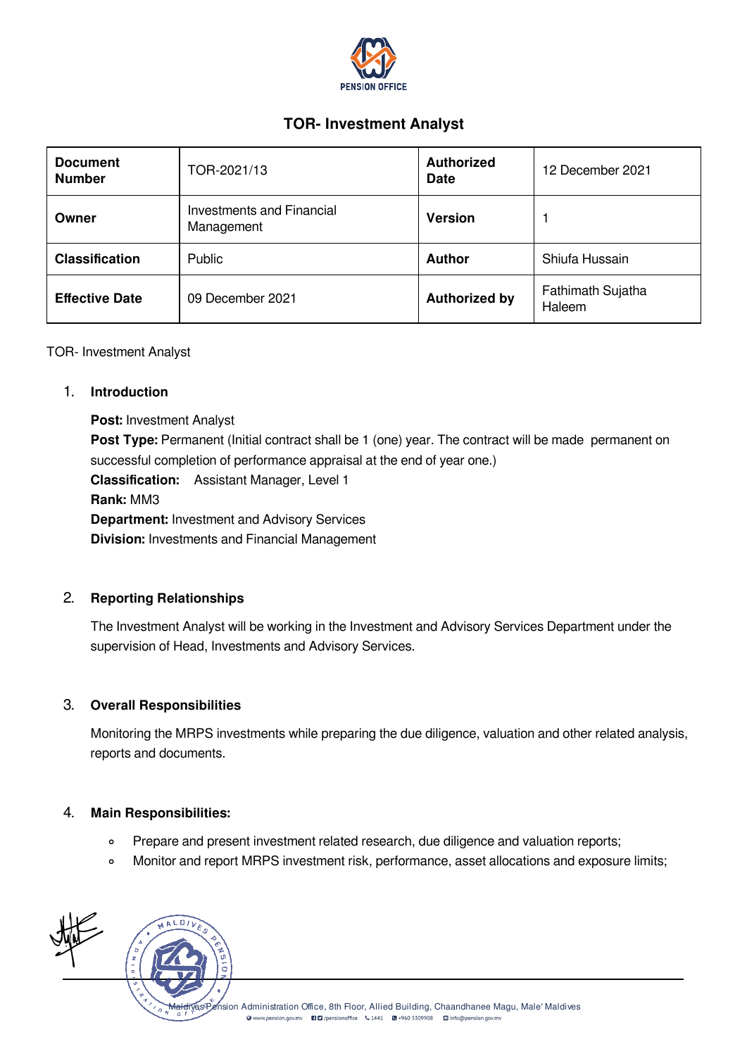# TOR- Investment Analyst

| Document Number | TOR-2021/13 | Authorized Date | 12 December 2021 |
|---|---|---|---|
| Owner | Investments and Financial Management | Version | 1 |
| Classification | Public | Author | Shiufa Hussain |
| Effective Date | 09 December 2021 | Authorized by | Fathimath Sujatha Haleem |

TOR- Investment Analyst

## 1. Introduction

**Post:** Investment Analyst
**Post Type:** Permanent (Initial contract shall be 1 (one) year. The contract will be made permanent on successful completion of performance appraisal at the end of year one.)
**Classification:** Assistant Manager, Level 1
**Rank:** MM3
**Department:** Investment and Advisory Services
**Division:** Investments and Financial Management

## 2. Reporting Relationships

The Investment Analyst will be working in the Investment and Advisory Services Department under the supervision of Head, Investments and Advisory Services.

## 3. Overall Responsibilities

Monitoring the MRPS investments while preparing the due diligence, valuation and other related analysis, reports and documents.

## 4. Main Responsibilities:

- Prepare and present investment related research, due diligence and valuation reports;
- Monitor and report MRPS investment risk, performance, asset allocations and exposure limits;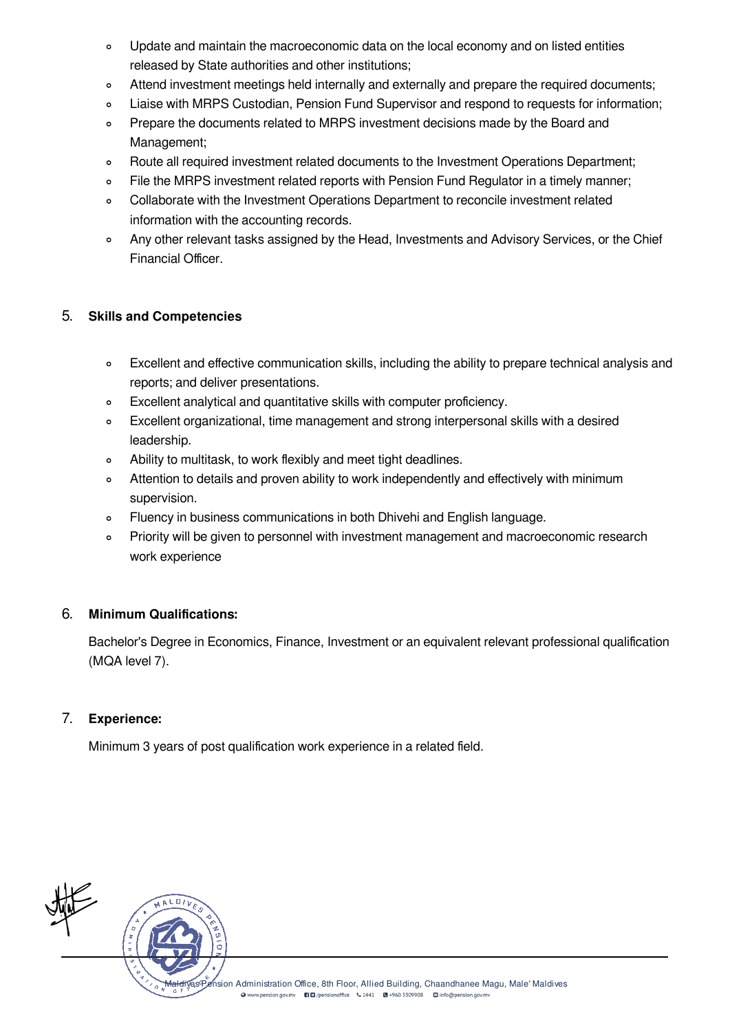- Update and maintain the macroeconomic data on the local economy and on listed entities released by State authorities and other institutions;
- Attend investment meetings held internally and externally and prepare the required documents;
- Liaise with MRPS Custodian, Pension Fund Supervisor and respond to requests for information;
- Prepare the documents related to MRPS investment decisions made by the Board and Management;
- Route all required investment related documents to the Investment Operations Department;
- File the MRPS investment related reports with Pension Fund Regulator in a timely manner;
- Collaborate with the Investment Operations Department to reconcile investment related information with the accounting records.
- Any other relevant tasks assigned by the Head, Investments and Advisory Services, or the Chief Financial Officer.

## 5. Skills and Competencies

- Excellent and effective communication skills, including the ability to prepare technical analysis and reports; and deliver presentations.
- Excellent analytical and quantitative skills with computer proficiency.
- Excellent organizational, time management and strong interpersonal skills with a desired leadership.
- Ability to multitask, to work flexibly and meet tight deadlines.
- Attention to details and proven ability to work independently and effectively with minimum supervision.
- Fluency in business communications in both Dhivehi and English language.
- Priority will be given to personnel with investment management and macroeconomic research work experience

## 6. Minimum Qualifications:

Bachelor's Degree in Economics, Finance, Investment or an equivalent relevant professional qualification (MQA level 7).

## 7. Experience:

Minimum 3 years of post qualification work experience in a related field.